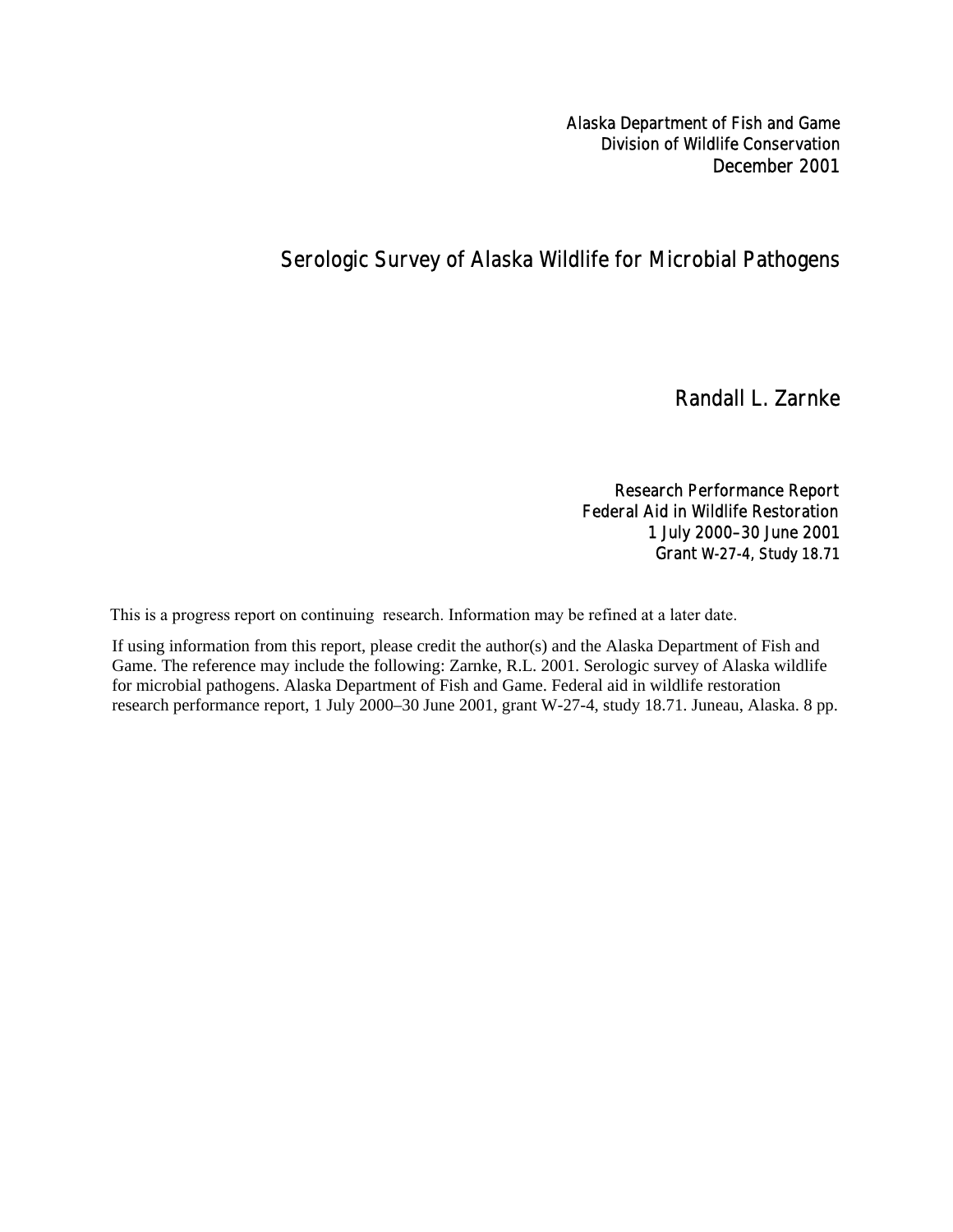Alaska Department of Fish and Game
Division of Wildlife Conservation
December 2001

# Serologic Survey of Alaska Wildlife for Microbial Pathogens

Randall L. Zarnke

Research Performance Report
Federal Aid in Wildlife Restoration
1 July 2000–30 June 2001
Grant W-27-4, Study 18.71

This is a progress report on continuing research. Information may be refined at a later date.

If using information from this report, please credit the author(s) and the Alaska Department of Fish and Game. The reference may include the following: Zarnke, R.L. 2001. Serologic survey of Alaska wildlife for microbial pathogens. Alaska Department of Fish and Game. Federal aid in wildlife restoration research performance report, 1 July 2000–30 June 2001, grant W-27-4, study 18.71. Juneau, Alaska. 8 pp.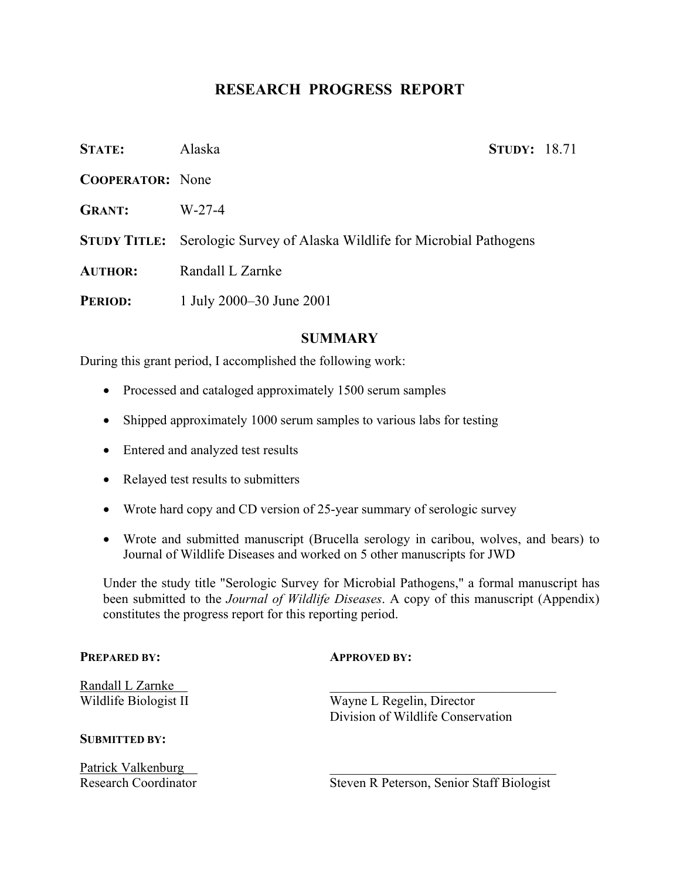# RESEARCH PROGRESS REPORT

**STATE:** Alaska **STUDY:** 18.71

**COOPERATOR:** None

**GRANT:** W-27-4

**STUDY TITLE:** Serologic Survey of Alaska Wildlife for Microbial Pathogens

**AUTHOR:** Randall L Zarnke

**PERIOD:** 1 July 2000–30 June 2001

## SUMMARY

During this grant period, I accomplished the following work:

- Processed and cataloged approximately 1500 serum samples
- Shipped approximately 1000 serum samples to various labs for testing
- Entered and analyzed test results
- Relayed test results to submitters
- Wrote hard copy and CD version of 25-year summary of serologic survey
- Wrote and submitted manuscript (Brucella serology in caribou, wolves, and bears) to Journal of Wildlife Diseases and worked on 5 other manuscripts for JWD

Under the study title "Serologic Survey for Microbial Pathogens," a formal manuscript has been submitted to the *Journal of Wildlife Diseases*. A copy of this manuscript (Appendix) constitutes the progress report for this reporting period.

**PREPARED BY:**

Randall L Zarnke
Wildlife Biologist II

**SUBMITTED BY:**

Patrick Valkenburg
Research Coordinator

**APPROVED BY:**

Wayne L Regelin, Director
Division of Wildlife Conservation

Steven R Peterson, Senior Staff Biologist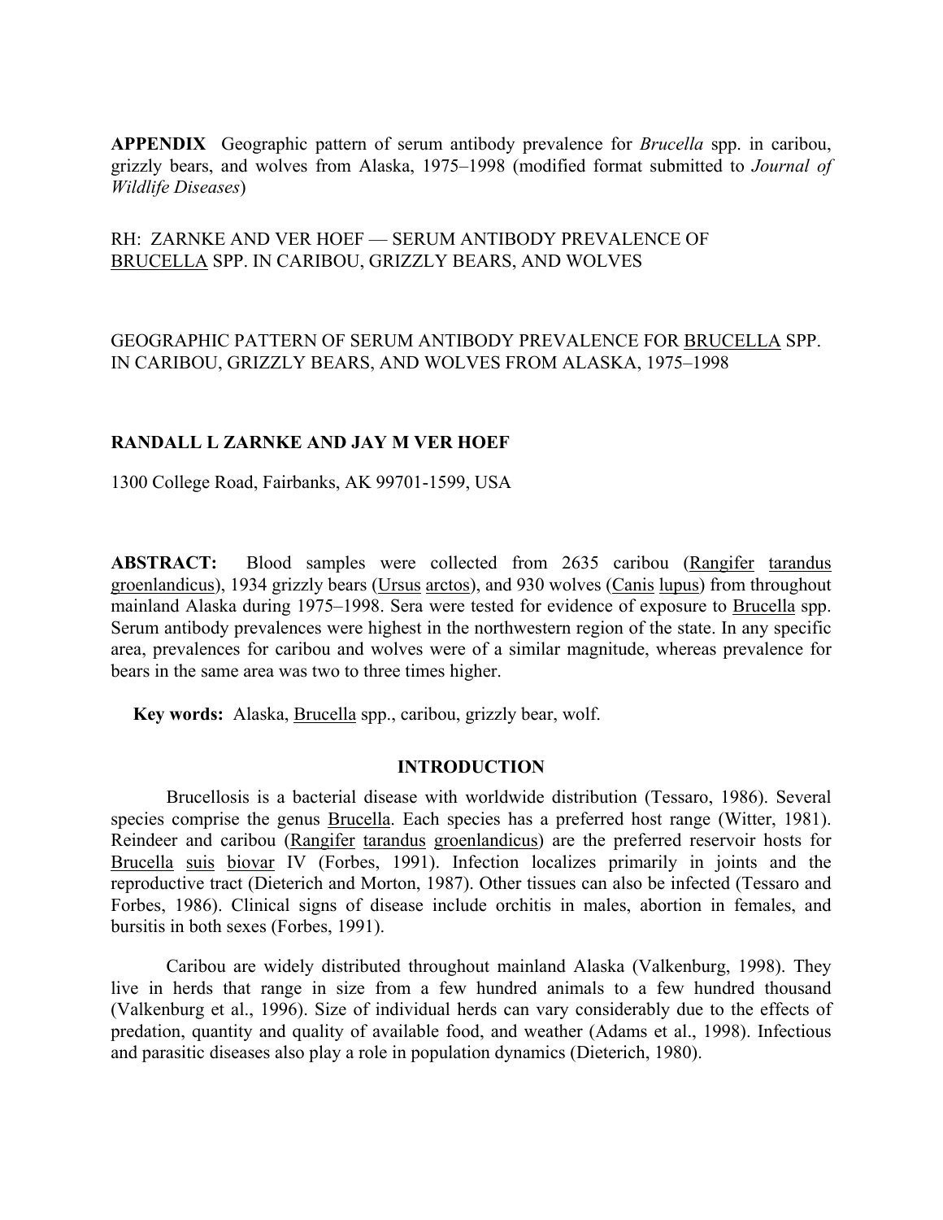**APPENDIX** Geographic pattern of serum antibody prevalence for *Brucella* spp. in caribou, grizzly bears, and wolves from Alaska, 1975–1998 (modified format submitted to *Journal of Wildlife Diseases*)

RH: ZARNKE AND VER HOEF — SERUM ANTIBODY PREVALENCE OF BRUCELLA SPP. IN CARIBOU, GRIZZLY BEARS, AND WOLVES

GEOGRAPHIC PATTERN OF SERUM ANTIBODY PREVALENCE FOR BRUCELLA SPP. IN CARIBOU, GRIZZLY BEARS, AND WOLVES FROM ALASKA, 1975–1998

**RANDALL L ZARNKE AND JAY M VER HOEF**

1300 College Road, Fairbanks, AK 99701-1599, USA

**ABSTRACT:** Blood samples were collected from 2635 caribou (Rangifer tarandus groenlandicus), 1934 grizzly bears (Ursus arctos), and 930 wolves (Canis lupus) from throughout mainland Alaska during 1975–1998. Sera were tested for evidence of exposure to Brucella spp. Serum antibody prevalences were highest in the northwestern region of the state. In any specific area, prevalences for caribou and wolves were of a similar magnitude, whereas prevalence for bears in the same area was two to three times higher.

**Key words:** Alaska, Brucella spp., caribou, grizzly bear, wolf.

## INTRODUCTION

Brucellosis is a bacterial disease with worldwide distribution (Tessaro, 1986). Several species comprise the genus Brucella. Each species has a preferred host range (Witter, 1981). Reindeer and caribou (Rangifer tarandus groenlandicus) are the preferred reservoir hosts for Brucella suis biovar IV (Forbes, 1991). Infection localizes primarily in joints and the reproductive tract (Dieterich and Morton, 1987). Other tissues can also be infected (Tessaro and Forbes, 1986). Clinical signs of disease include orchitis in males, abortion in females, and bursitis in both sexes (Forbes, 1991).

Caribou are widely distributed throughout mainland Alaska (Valkenburg, 1998). They live in herds that range in size from a few hundred animals to a few hundred thousand (Valkenburg et al., 1996). Size of individual herds can vary considerably due to the effects of predation, quantity and quality of available food, and weather (Adams et al., 1998). Infectious and parasitic diseases also play a role in population dynamics (Dieterich, 1980).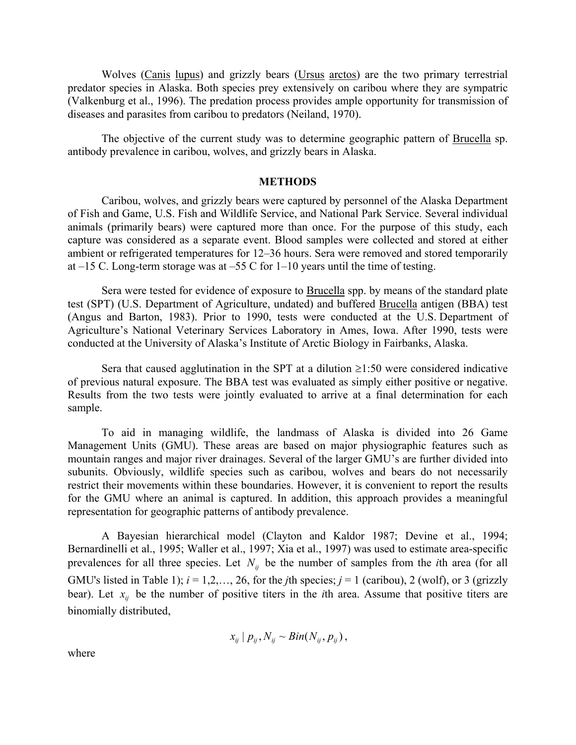Wolves (Canis lupus) and grizzly bears (Ursus arctos) are the two primary terrestrial predator species in Alaska. Both species prey extensively on caribou where they are sympatric (Valkenburg et al., 1996). The predation process provides ample opportunity for transmission of diseases and parasites from caribou to predators (Neiland, 1970).

The objective of the current study was to determine geographic pattern of Brucella sp. antibody prevalence in caribou, wolves, and grizzly bears in Alaska.

## METHODS

Caribou, wolves, and grizzly bears were captured by personnel of the Alaska Department of Fish and Game, U.S. Fish and Wildlife Service, and National Park Service. Several individual animals (primarily bears) were captured more than once. For the purpose of this study, each capture was considered as a separate event. Blood samples were collected and stored at either ambient or refrigerated temperatures for 12–36 hours. Sera were removed and stored temporarily at –15 C. Long-term storage was at –55 C for 1–10 years until the time of testing.

Sera were tested for evidence of exposure to Brucella spp. by means of the standard plate test (SPT) (U.S. Department of Agriculture, undated) and buffered Brucella antigen (BBA) test (Angus and Barton, 1983). Prior to 1990, tests were conducted at the U.S. Department of Agriculture's National Veterinary Services Laboratory in Ames, Iowa. After 1990, tests were conducted at the University of Alaska's Institute of Arctic Biology in Fairbanks, Alaska.

Sera that caused agglutination in the SPT at a dilution ≥1:50 were considered indicative of previous natural exposure. The BBA test was evaluated as simply either positive or negative. Results from the two tests were jointly evaluated to arrive at a final determination for each sample.

To aid in managing wildlife, the landmass of Alaska is divided into 26 Game Management Units (GMU). These areas are based on major physiographic features such as mountain ranges and major river drainages. Several of the larger GMU's are further divided into subunits. Obviously, wildlife species such as caribou, wolves and bears do not necessarily restrict their movements within these boundaries. However, it is convenient to report the results for the GMU where an animal is captured. In addition, this approach provides a meaningful representation for geographic patterns of antibody prevalence.

A Bayesian hierarchical model (Clayton and Kaldor 1987; Devine et al., 1994; Bernardinelli et al., 1995; Waller et al., 1997; Xia et al., 1997) was used to estimate area-specific prevalences for all three species. Let $N_{ij}$ be the number of samples from the *i*th area (for all GMU's listed in Table 1); $i = 1,2,\ldots, 26$, for the *j*th species; $j = 1$ (caribou), 2 (wolf), or 3 (grizzly bear). Let $x_{ij}$ be the number of positive titers in the *i*th area. Assume that positive titers are binomially distributed,

$$x_{ij} \mid p_{ij}, N_{ij} \sim Bin(N_{ij}, p_{ij}),$$

where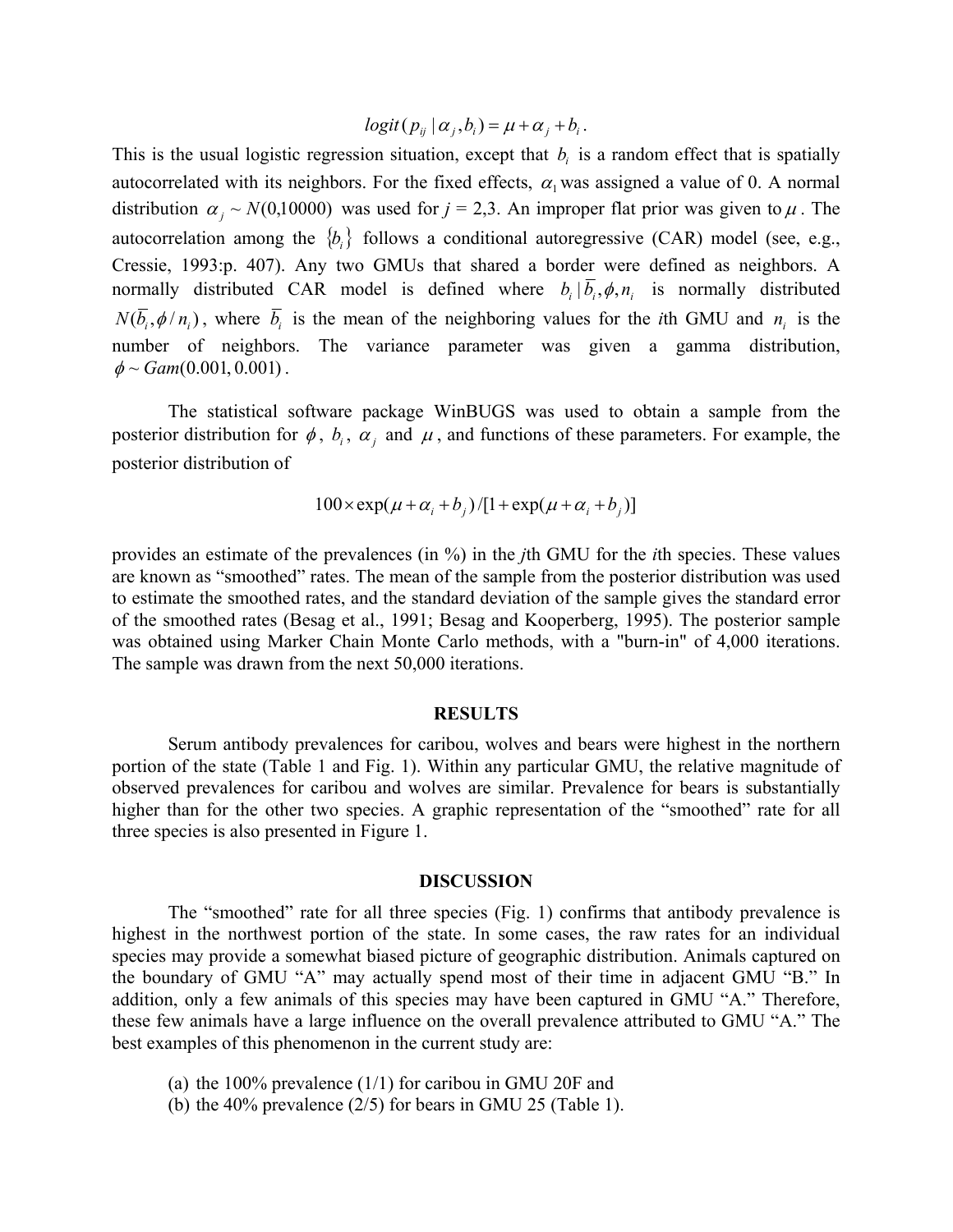$$logit(p_{ij} \mid \alpha_j, b_i) = \mu + \alpha_j + b_i \,.$$

This is the usual logistic regression situation, except that $b_i$ is a random effect that is spatially autocorrelated with its neighbors. For the fixed effects, $\alpha_1$ was assigned a value of 0. A normal distribution $\alpha_j \sim N(0,10000)$ was used for *j* = 2,3. An improper flat prior was given to $\mu$. The autocorrelation among the $\{b_i\}$ follows a conditional autoregressive (CAR) model (see, e.g., Cressie, 1993:p. 407). Any two GMUs that shared a border were defined as neighbors. A normally distributed CAR model is defined where $b_i \mid \overline{b}_i, \phi, n_i$ is normally distributed $N(\overline{b}_i, \phi / n_i)$, where $\overline{b}_i$ is the mean of the neighboring values for the *i*th GMU and $n_i$ is the number of neighbors. The variance parameter was given a gamma distribution, $\phi \sim Gam(0.001, 0.001)$.

The statistical software package WinBUGS was used to obtain a sample from the posterior distribution for $\phi$, $b_i$, $\alpha_j$ and $\mu$, and functions of these parameters. For example, the posterior distribution of

$$100 \times \exp(\mu + \alpha_i + b_j) / [1 + \exp(\mu + \alpha_i + b_j)]$$

provides an estimate of the prevalences (in %) in the *j*th GMU for the *i*th species. These values are known as "smoothed" rates. The mean of the sample from the posterior distribution was used to estimate the smoothed rates, and the standard deviation of the sample gives the standard error of the smoothed rates (Besag et al., 1991; Besag and Kooperberg, 1995). The posterior sample was obtained using Marker Chain Monte Carlo methods, with a "burn-in" of 4,000 iterations. The sample was drawn from the next 50,000 iterations.

## RESULTS

Serum antibody prevalences for caribou, wolves and bears were highest in the northern portion of the state (Table 1 and Fig. 1). Within any particular GMU, the relative magnitude of observed prevalences for caribou and wolves are similar. Prevalence for bears is substantially higher than for the other two species. A graphic representation of the "smoothed" rate for all three species is also presented in Figure 1.

## DISCUSSION

The "smoothed" rate for all three species (Fig. 1) confirms that antibody prevalence is highest in the northwest portion of the state. In some cases, the raw rates for an individual species may provide a somewhat biased picture of geographic distribution. Animals captured on the boundary of GMU "A" may actually spend most of their time in adjacent GMU "B." In addition, only a few animals of this species may have been captured in GMU "A." Therefore, these few animals have a large influence on the overall prevalence attributed to GMU "A." The best examples of this phenomenon in the current study are:

(a) the 100% prevalence (1/1) for caribou in GMU 20F and
(b) the 40% prevalence (2/5) for bears in GMU 25 (Table 1).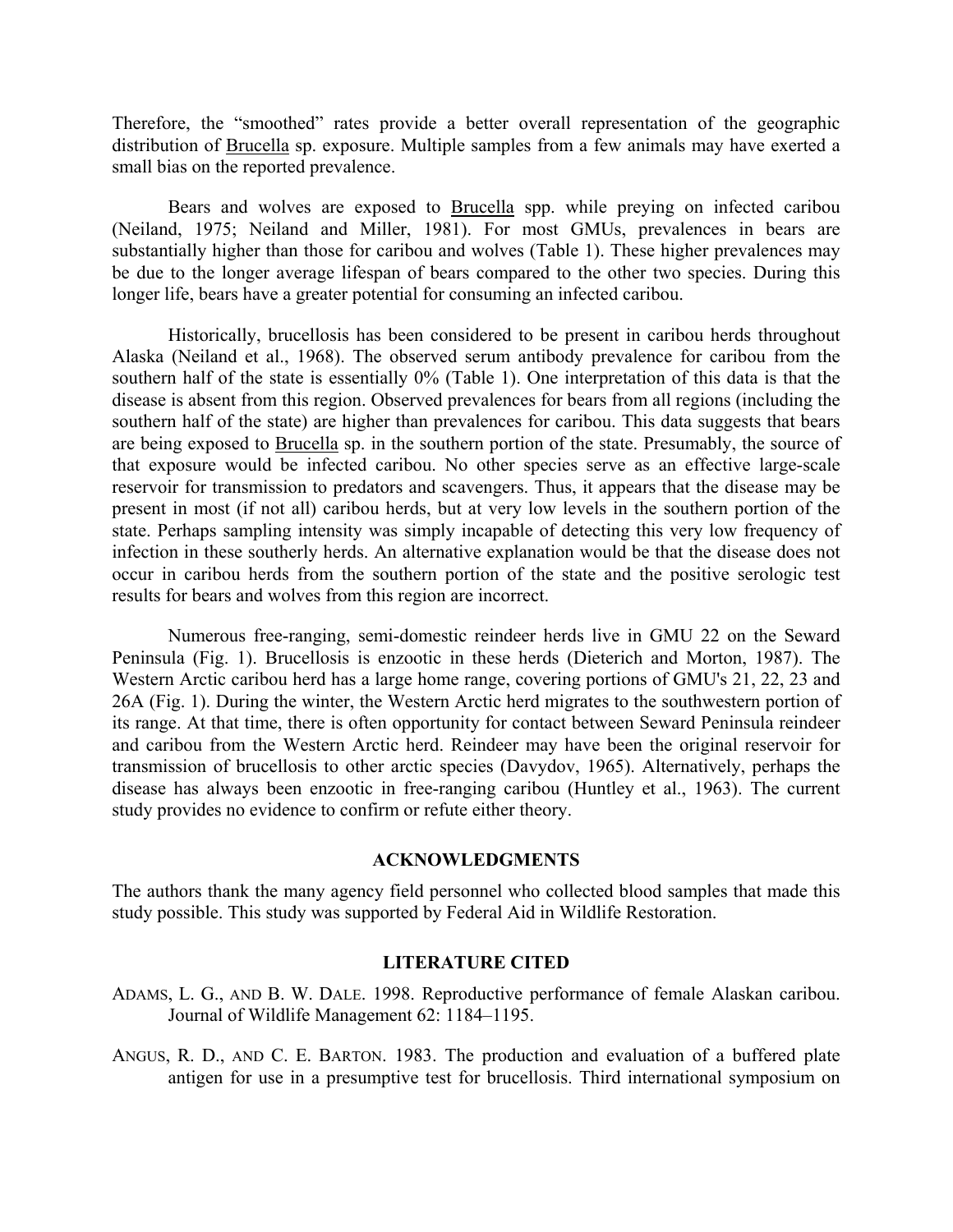Therefore, the "smoothed" rates provide a better overall representation of the geographic distribution of Brucella sp. exposure. Multiple samples from a few animals may have exerted a small bias on the reported prevalence.

Bears and wolves are exposed to Brucella spp. while preying on infected caribou (Neiland, 1975; Neiland and Miller, 1981). For most GMUs, prevalences in bears are substantially higher than those for caribou and wolves (Table 1). These higher prevalences may be due to the longer average lifespan of bears compared to the other two species. During this longer life, bears have a greater potential for consuming an infected caribou.

Historically, brucellosis has been considered to be present in caribou herds throughout Alaska (Neiland et al., 1968). The observed serum antibody prevalence for caribou from the southern half of the state is essentially 0% (Table 1). One interpretation of this data is that the disease is absent from this region. Observed prevalences for bears from all regions (including the southern half of the state) are higher than prevalences for caribou. This data suggests that bears are being exposed to Brucella sp. in the southern portion of the state. Presumably, the source of that exposure would be infected caribou. No other species serve as an effective large-scale reservoir for transmission to predators and scavengers. Thus, it appears that the disease may be present in most (if not all) caribou herds, but at very low levels in the southern portion of the state. Perhaps sampling intensity was simply incapable of detecting this very low frequency of infection in these southerly herds. An alternative explanation would be that the disease does not occur in caribou herds from the southern portion of the state and the positive serologic test results for bears and wolves from this region are incorrect.

Numerous free-ranging, semi-domestic reindeer herds live in GMU 22 on the Seward Peninsula (Fig. 1). Brucellosis is enzootic in these herds (Dieterich and Morton, 1987). The Western Arctic caribou herd has a large home range, covering portions of GMU's 21, 22, 23 and 26A (Fig. 1). During the winter, the Western Arctic herd migrates to the southwestern portion of its range. At that time, there is often opportunity for contact between Seward Peninsula reindeer and caribou from the Western Arctic herd. Reindeer may have been the original reservoir for transmission of brucellosis to other arctic species (Davydov, 1965). Alternatively, perhaps the disease has always been enzootic in free-ranging caribou (Huntley et al., 1963). The current study provides no evidence to confirm or refute either theory.

## ACKNOWLEDGMENTS

The authors thank the many agency field personnel who collected blood samples that made this study possible. This study was supported by Federal Aid in Wildlife Restoration.

## LITERATURE CITED

ADAMS, L. G., AND B. W. DALE. 1998. Reproductive performance of female Alaskan caribou. Journal of Wildlife Management 62: 1184–1195.

ANGUS, R. D., AND C. E. BARTON. 1983. The production and evaluation of a buffered plate antigen for use in a presumptive test for brucellosis. Third international symposium on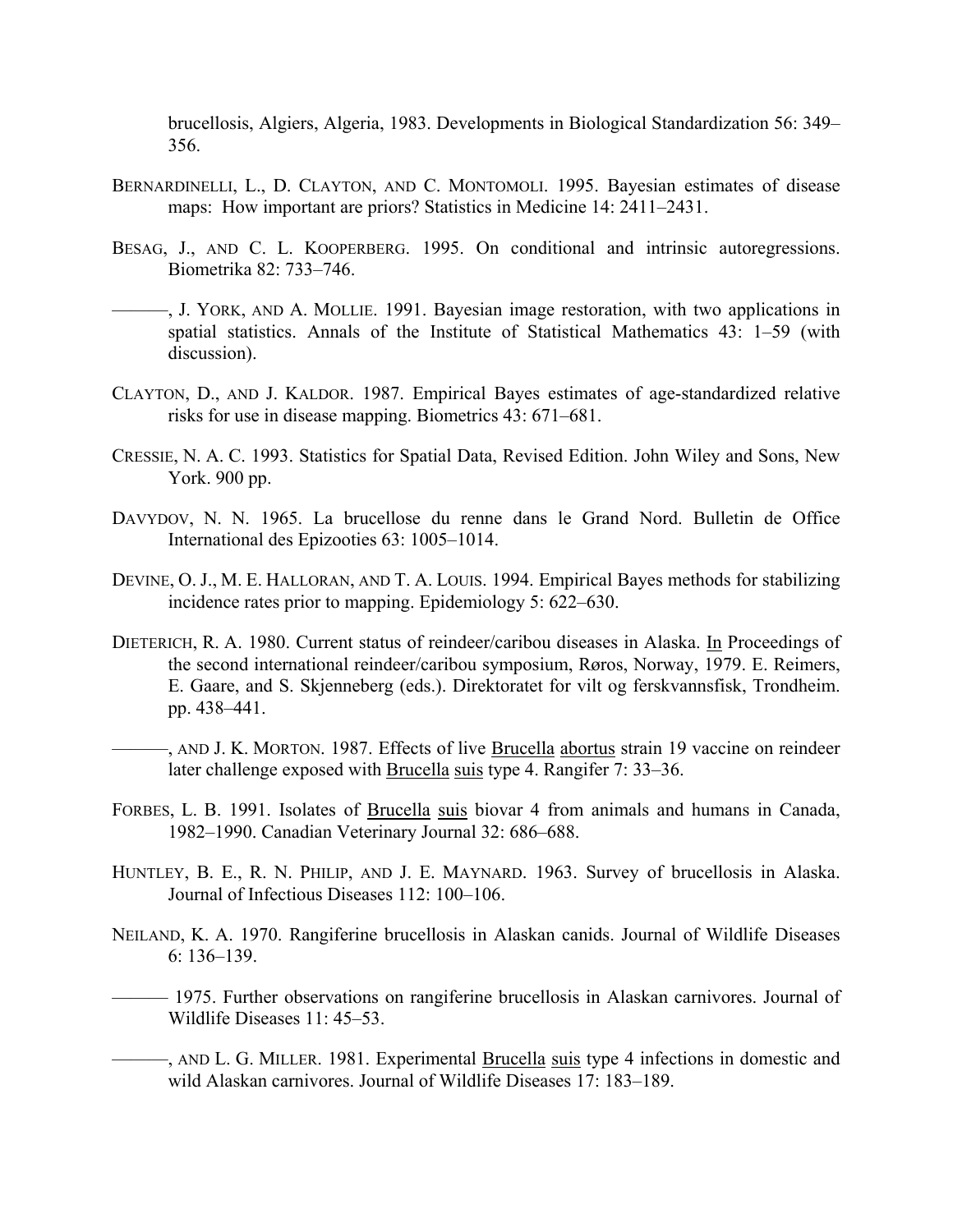brucellosis, Algiers, Algeria, 1983. Developments in Biological Standardization 56: 349–356.

BERNARDINELLI, L., D. CLAYTON, AND C. MONTOMOLI. 1995. Bayesian estimates of disease maps: How important are priors? Statistics in Medicine 14: 2411–2431.

BESAG, J., AND C. L. KOOPERBERG. 1995. On conditional and intrinsic autoregressions. Biometrika 82: 733–746.

———, J. YORK, AND A. MOLLIE. 1991. Bayesian image restoration, with two applications in spatial statistics. Annals of the Institute of Statistical Mathematics 43: 1–59 (with discussion).

CLAYTON, D., AND J. KALDOR. 1987. Empirical Bayes estimates of age-standardized relative risks for use in disease mapping. Biometrics 43: 671–681.

CRESSIE, N. A. C. 1993. Statistics for Spatial Data, Revised Edition. John Wiley and Sons, New York. 900 pp.

DAVYDOV, N. N. 1965. La brucellose du renne dans le Grand Nord. Bulletin de Office International des Epizooties 63: 1005–1014.

DEVINE, O. J., M. E. HALLORAN, AND T. A. LOUIS. 1994. Empirical Bayes methods for stabilizing incidence rates prior to mapping. Epidemiology 5: 622–630.

DIETERICH, R. A. 1980. Current status of reindeer/caribou diseases in Alaska. In Proceedings of the second international reindeer/caribou symposium, Røros, Norway, 1979. E. Reimers, E. Gaare, and S. Skjenneberg (eds.). Direktoratet for vilt og ferskvannsfisk, Trondheim. pp. 438–441.

———, AND J. K. MORTON. 1987. Effects of live Brucella abortus strain 19 vaccine on reindeer later challenge exposed with Brucella suis type 4. Rangifer 7: 33–36.

FORBES, L. B. 1991. Isolates of Brucella suis biovar 4 from animals and humans in Canada, 1982–1990. Canadian Veterinary Journal 32: 686–688.

HUNTLEY, B. E., R. N. PHILIP, AND J. E. MAYNARD. 1963. Survey of brucellosis in Alaska. Journal of Infectious Diseases 112: 100–106.

NEILAND, K. A. 1970. Rangiferine brucellosis in Alaskan canids. Journal of Wildlife Diseases 6: 136–139.

——— 1975. Further observations on rangiferine brucellosis in Alaskan carnivores. Journal of Wildlife Diseases 11: 45–53.

———, AND L. G. MILLER. 1981. Experimental Brucella suis type 4 infections in domestic and wild Alaskan carnivores. Journal of Wildlife Diseases 17: 183–189.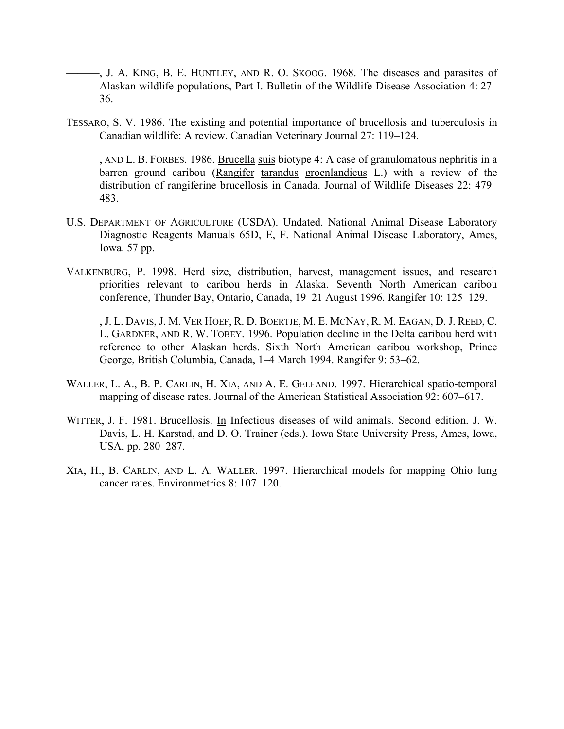———, J. A. KING, B. E. HUNTLEY, AND R. O. SKOOG. 1968. The diseases and parasites of Alaskan wildlife populations, Part I. Bulletin of the Wildlife Disease Association 4: 27–36.

TESSARO, S. V. 1986. The existing and potential importance of brucellosis and tuberculosis in Canadian wildlife: A review. Canadian Veterinary Journal 27: 119–124.

———, AND L. B. FORBES. 1986. Brucella suis biotype 4: A case of granulomatous nephritis in a barren ground caribou (Rangifer tarandus groenlandicus L.) with a review of the distribution of rangiferine brucellosis in Canada. Journal of Wildlife Diseases 22: 479–483.

U.S. DEPARTMENT OF AGRICULTURE (USDA). Undated. National Animal Disease Laboratory Diagnostic Reagents Manuals 65D, E, F. National Animal Disease Laboratory, Ames, Iowa. 57 pp.

VALKENBURG, P. 1998. Herd size, distribution, harvest, management issues, and research priorities relevant to caribou herds in Alaska. Seventh North American caribou conference, Thunder Bay, Ontario, Canada, 19–21 August 1996. Rangifer 10: 125–129.

———, J. L. DAVIS, J. M. VER HOEF, R. D. BOERTJE, M. E. MCNAY, R. M. EAGAN, D. J. REED, C. L. GARDNER, AND R. W. TOBEY. 1996. Population decline in the Delta caribou herd with reference to other Alaskan herds. Sixth North American caribou workshop, Prince George, British Columbia, Canada, 1–4 March 1994. Rangifer 9: 53–62.

WALLER, L. A., B. P. CARLIN, H. XIA, AND A. E. GELFAND. 1997. Hierarchical spatio-temporal mapping of disease rates. Journal of the American Statistical Association 92: 607–617.

WITTER, J. F. 1981. Brucellosis. In Infectious diseases of wild animals. Second edition. J. W. Davis, L. H. Karstad, and D. O. Trainer (eds.). Iowa State University Press, Ames, Iowa, USA, pp. 280–287.

XIA, H., B. CARLIN, AND L. A. WALLER. 1997. Hierarchical models for mapping Ohio lung cancer rates. Environmetrics 8: 107–120.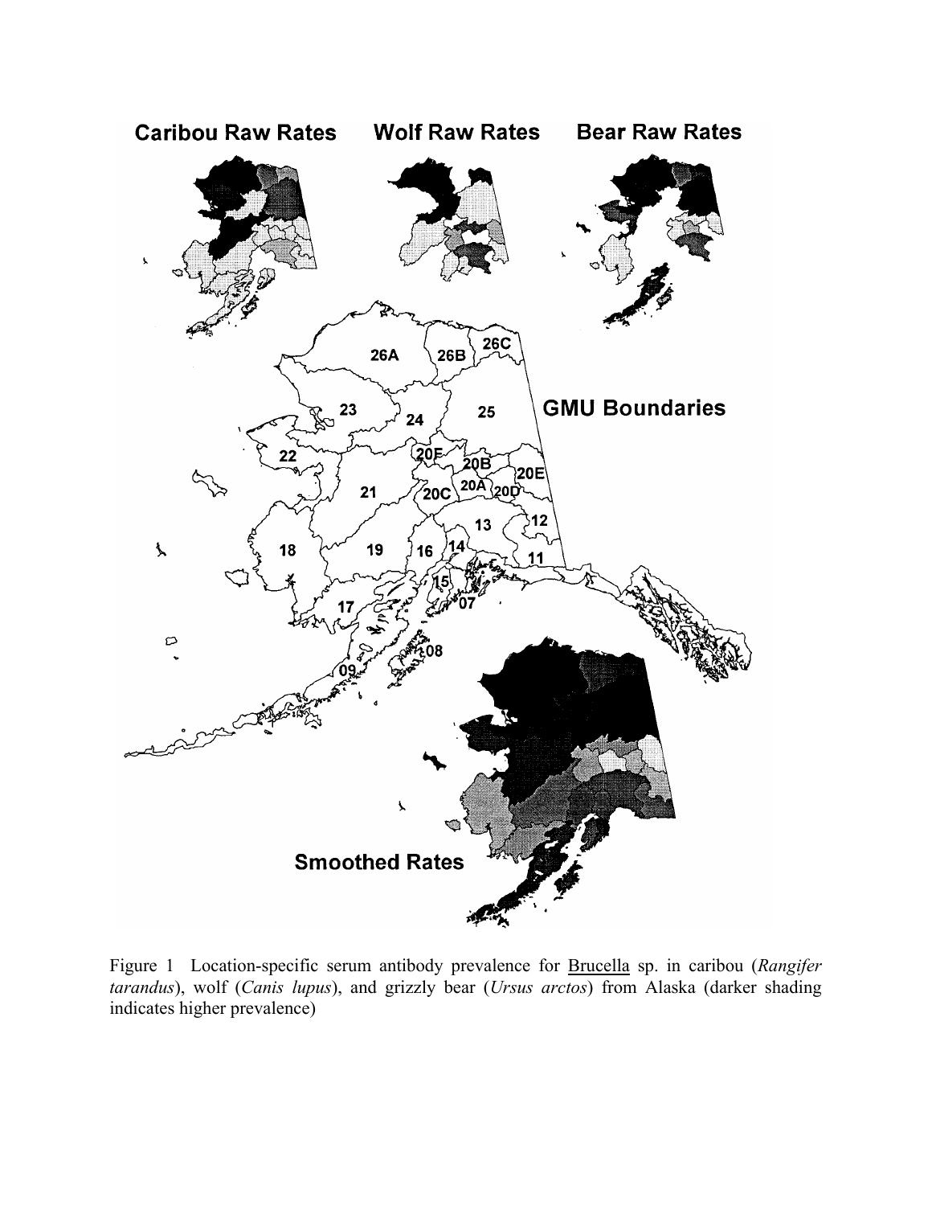Figure 1 Location-specific serum antibody prevalence for Brucella sp. in caribou (*Rangifer tarandus*), wolf (*Canis lupus*), and grizzly bear (*Ursus arctos*) from Alaska (darker shading indicates higher prevalence)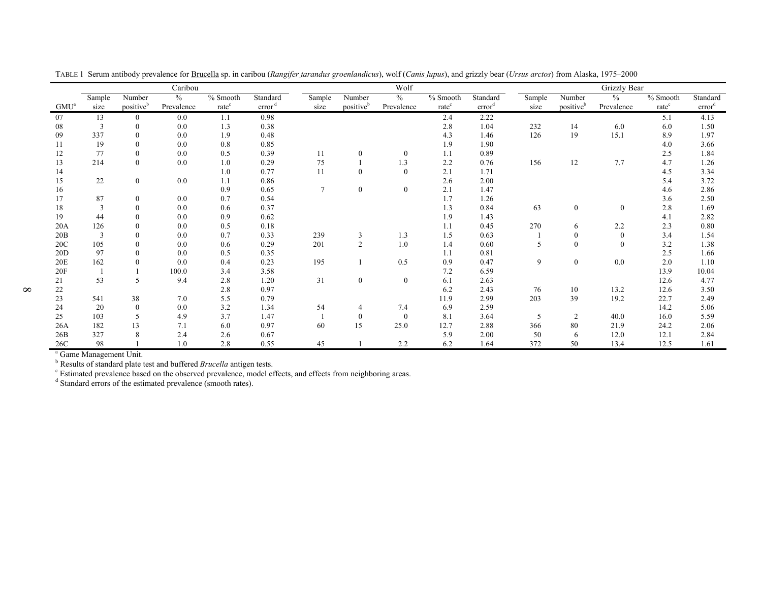TABLE 1 Serum antibody prevalence for Brucella sp. in caribou (*Rangifer tarandus groenlandicus*), wolf (*Canis lupus*), and grizzly bear (*Ursus arctos*) from Alaska, 1975–2000

| | Caribou | | | | | Wolf | | | | | Grizzly Bear | | | | |
|---|---|---|---|---|---|---|---|---|---|---|---|---|---|---|---|
| GMU[a] | Sample size | Number positive[b] | % Prevalence | % Smooth rate[c] | Standard error[d] | Sample size | Number positive[b] | % Prevalence | % Smooth rate[c] | Standard error[d] | Sample size | Number positive[b] | % Prevalence | % Smooth rate[c] | Standard error[d] |
| 07 | 13 | 0 | 0.0 | 1.1 | 0.98 | | | | 2.4 | 2.22 | | | | 5.1 | 4.13 |
| 08 | 3 | 0 | 0.0 | 1.3 | 0.38 | | | | 2.8 | 1.04 | 232 | 14 | 6.0 | 6.0 | 1.50 |
| 09 | 337 | 0 | 0.0 | 1.9 | 0.48 | | | | 4.3 | 1.46 | 126 | 19 | 15.1 | 8.9 | 1.97 |
| 11 | 19 | 0 | 0.0 | 0.8 | 0.85 | | | | 1.9 | 1.90 | | | | 4.0 | 3.66 |
| 12 | 77 | 0 | 0.0 | 0.5 | 0.39 | 11 | 0 | 0 | 1.1 | 0.89 | | | | 2.5 | 1.84 |
| 13 | 214 | 0 | 0.0 | 1.0 | 0.29 | 75 | 1 | 1.3 | 2.2 | 0.76 | 156 | 12 | 7.7 | 4.7 | 1.26 |
| 14 | | | | 1.0 | 0.77 | 11 | 0 | 0 | 2.1 | 1.71 | | | | 4.5 | 3.34 |
| 15 | 22 | 0 | 0.0 | 1.1 | 0.86 | | | | 2.6 | 2.00 | | | | 5.4 | 3.72 |
| 16 | | | | 0.9 | 0.65 | 7 | 0 | 0 | 2.1 | 1.47 | | | | 4.6 | 2.86 |
| 17 | 87 | 0 | 0.0 | 0.7 | 0.54 | | | | 1.7 | 1.26 | | | | 3.6 | 2.50 |
| 18 | 3 | 0 | 0.0 | 0.6 | 0.37 | | | | 1.3 | 0.84 | 63 | 0 | 0 | 2.8 | 1.69 |
| 19 | 44 | 0 | 0.0 | 0.9 | 0.62 | | | | 1.9 | 1.43 | | | | 4.1 | 2.82 |
| 20A | 126 | 0 | 0.0 | 0.5 | 0.18 | | | | 1.1 | 0.45 | 270 | 6 | 2.2 | 2.3 | 0.80 |
| 20B | 3 | 0 | 0.0 | 0.7 | 0.33 | 239 | 3 | 1.3 | 1.5 | 0.63 | 1 | 0 | 0 | 3.4 | 1.54 |
| 20C | 105 | 0 | 0.0 | 0.6 | 0.29 | 201 | 2 | 1.0 | 1.4 | 0.60 | 5 | 0 | 0 | 3.2 | 1.38 |
| 20D | 97 | 0 | 0.0 | 0.5 | 0.35 | | | | 1.1 | 0.81 | | | | 2.5 | 1.66 |
| 20E | 162 | 0 | 0.0 | 0.4 | 0.23 | 195 | 1 | 0.5 | 0.9 | 0.47 | 9 | 0 | 0.0 | 2.0 | 1.10 |
| 20F | 1 | 1 | 100.0 | 3.4 | 3.58 | | | | 7.2 | 6.59 | | | | 13.9 | 10.04 |
| 21 | 53 | 5 | 9.4 | 2.8 | 1.20 | 31 | 0 | 0 | 6.1 | 2.63 | | | | 12.6 | 4.77 |
| 22 | | | | 2.8 | 0.97 | | | | 6.2 | 2.43 | 76 | 10 | 13.2 | 12.6 | 3.50 |
| 23 | 541 | 38 | 7.0 | 5.5 | 0.79 | | | | 11.9 | 2.99 | 203 | 39 | 19.2 | 22.7 | 2.49 |
| 24 | 20 | 0 | 0.0 | 3.2 | 1.34 | 54 | 4 | 7.4 | 6.9 | 2.59 | | | | 14.2 | 5.06 |
| 25 | 103 | 5 | 4.9 | 3.7 | 1.47 | 1 | 0 | 0 | 8.1 | 3.64 | 5 | 2 | 40.0 | 16.0 | 5.59 |
| 26A | 182 | 13 | 7.1 | 6.0 | 0.97 | 60 | 15 | 25.0 | 12.7 | 2.88 | 366 | 80 | 21.9 | 24.2 | 2.06 |
| 26B | 327 | 8 | 2.4 | 2.6 | 0.67 | | | | 5.9 | 2.00 | 50 | 6 | 12.0 | 12.1 | 2.84 |
| 26C | 98 | 1 | 1.0 | 2.8 | 0.55 | 45 | 1 | 2.2 | 6.2 | 1.64 | 372 | 50 | 13.4 | 12.5 | 1.61 |

[a] Game Management Unit.
[b] Results of standard plate test and buffered *Brucella* antigen tests.
[c] Estimated prevalence based on the observed prevalence, model effects, and effects from neighboring areas.
[d] Standard errors of the estimated prevalence (smooth rates).